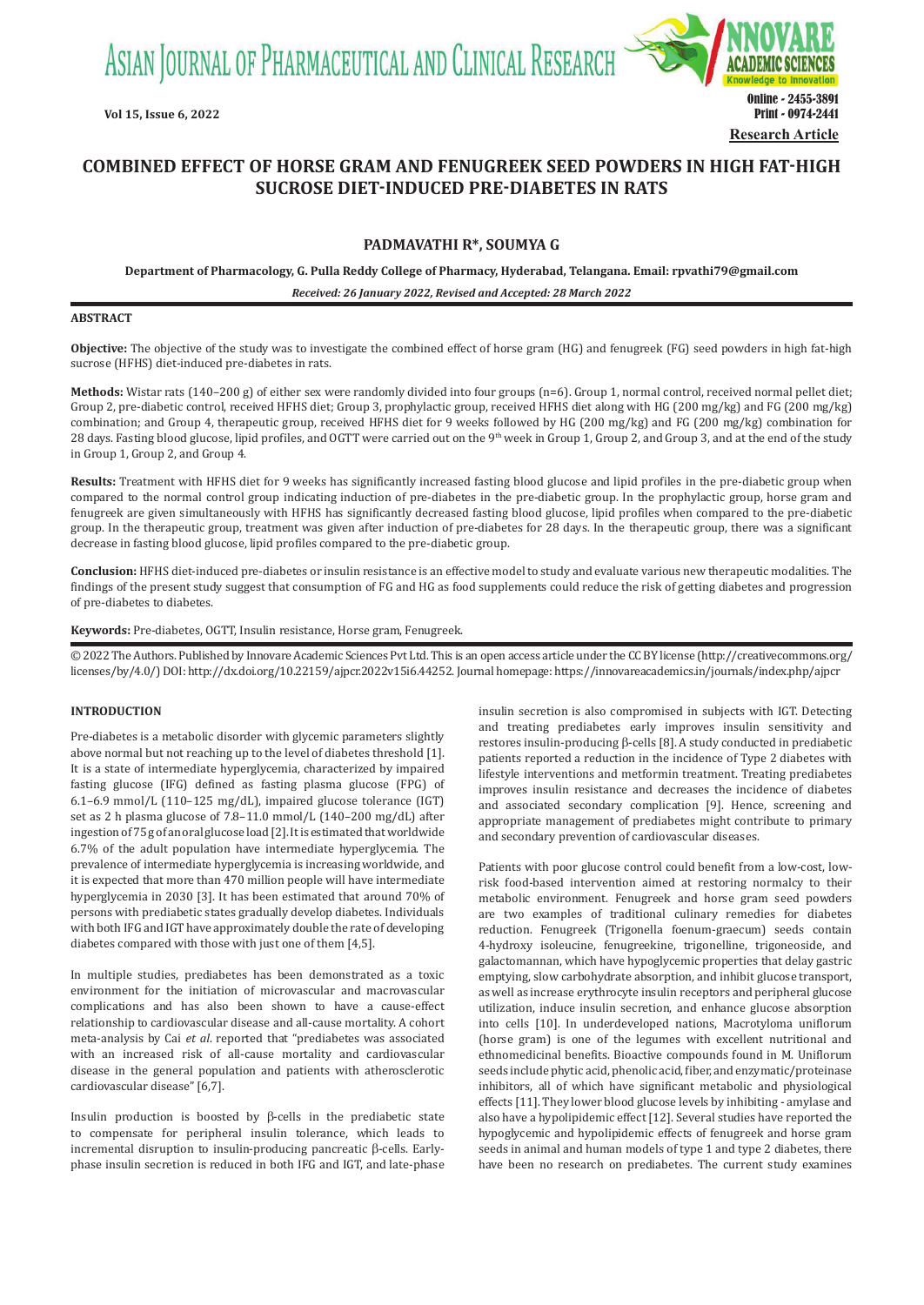# COMBINED EFFECT OF HORSE GRAM AND FENUGREEK SEED POWDERS IN HIGH FAT-HIGH SUCROSE DIET-INDUCED PRE-DIABETES IN RATS

**PADMAVATHI R*, SOUMYA G**

**Department of Pharmacology, G. Pulla Reddy College of Pharmacy, Hyderabad, Telangana. Email: rpvathi79@gmail.com**

***Received: 26 January 2022, Revised and Accepted: 28 March 2022***

## ABSTRACT

**Objective:** The objective of the study was to investigate the combined effect of horse gram (HG) and fenugreek (FG) seed powders in high fat-high sucrose (HFHS) diet-induced pre-diabetes in rats.

**Methods:** Wistar rats (140–200 g) of either sex were randomly divided into four groups (n=6). Group 1, normal control, received normal pellet diet; Group 2, pre-diabetic control, received HFHS diet; Group 3, prophylactic group, received HFHS diet along with HG (200 mg/kg) and FG (200 mg/kg) combination; and Group 4, therapeutic group, received HFHS diet for 9 weeks followed by HG (200 mg/kg) and FG (200 mg/kg) combination for 28 days. Fasting blood glucose, lipid profiles, and OGTT were carried out on the 9$^{th}$ week in Group 1, Group 2, and Group 3, and at the end of the study in Group 1, Group 2, and Group 4.

**Results:** Treatment with HFHS diet for 9 weeks has significantly increased fasting blood glucose and lipid profiles in the pre-diabetic group when compared to the normal control group indicating induction of pre-diabetes in the pre-diabetic group. In the prophylactic group, horse gram and fenugreek are given simultaneously with HFHS has significantly decreased fasting blood glucose, lipid profiles when compared to the pre-diabetic group. In the therapeutic group, treatment was given after induction of pre-diabetes for 28 days. In the therapeutic group, there was a significant decrease in fasting blood glucose, lipid profiles compared to the pre-diabetic group.

**Conclusion:** HFHS diet-induced pre-diabetes or insulin resistance is an effective model to study and evaluate various new therapeutic modalities. The findings of the present study suggest that consumption of FG and HG as food supplements could reduce the risk of getting diabetes and progression of pre-diabetes to diabetes.

**Keywords:** Pre-diabetes, OGTT, Insulin resistance, Horse gram, Fenugreek.

© 2022 The Authors. Published by Innovare Academic Sciences Pvt Ltd. This is an open access article under the CC BY license (http://creativecommons.org/licenses/by/4.0/) DOI: http://dx.doi.org/10.22159/ajpcr.2022v15i6.44252. Journal homepage: https://innovareacademics.in/journals/index.php/ajpcr

## INTRODUCTION

Pre-diabetes is a metabolic disorder with glycemic parameters slightly above normal but not reaching up to the level of diabetes threshold [1]. It is a state of intermediate hyperglycemia, characterized by impaired fasting glucose (IFG) defined as fasting plasma glucose (FPG) of 6.1–6.9 mmol/L (110–125 mg/dL), impaired glucose tolerance (IGT) set as 2 h plasma glucose of 7.8–11.0 mmol/L (140–200 mg/dL) after ingestion of 75 g of an oral glucose load [2]. It is estimated that worldwide 6.7% of the adult population have intermediate hyperglycemia. The prevalence of intermediate hyperglycemia is increasing worldwide, and it is expected that more than 470 million people will have intermediate hyperglycemia in 2030 [3]. It has been estimated that around 70% of persons with prediabetic states gradually develop diabetes. Individuals with both IFG and IGT have approximately double the rate of developing diabetes compared with those with just one of them [4,5].

In multiple studies, prediabetes has been demonstrated as a toxic environment for the initiation of microvascular and macrovascular complications and has also been shown to have a cause-effect relationship to cardiovascular disease and all-cause mortality. A cohort meta-analysis by Cai *et al*. reported that "prediabetes was associated with an increased risk of all-cause mortality and cardiovascular disease in the general population and patients with atherosclerotic cardiovascular disease" [6,7].

Insulin production is boosted by β-cells in the prediabetic state to compensate for peripheral insulin tolerance, which leads to incremental disruption to insulin-producing pancreatic β-cells. Early-phase insulin secretion is reduced in both IFG and IGT, and late-phase insulin secretion is also compromised in subjects with IGT. Detecting and treating prediabetes early improves insulin sensitivity and restores insulin-producing β-cells [8]. A study conducted in prediabetic patients reported a reduction in the incidence of Type 2 diabetes with lifestyle interventions and metformin treatment. Treating prediabetes improves insulin resistance and decreases the incidence of diabetes and associated secondary complication [9]. Hence, screening and appropriate management of prediabetes might contribute to primary and secondary prevention of cardiovascular diseases.

Patients with poor glucose control could benefit from a low-cost, low-risk food-based intervention aimed at restoring normalcy to their metabolic environment. Fenugreek and horse gram seed powders are two examples of traditional culinary remedies for diabetes reduction. Fenugreek (Trigonella foenum-graecum) seeds contain 4-hydroxy isoleucine, fenugreekine, trigonelline, trigoneoside, and galactomannan, which have hypoglycemic properties that delay gastric emptying, slow carbohydrate absorption, and inhibit glucose transport, as well as increase erythrocyte insulin receptors and peripheral glucose utilization, induce insulin secretion, and enhance glucose absorption into cells [10]. In underdeveloped nations, Macrotyloma uniflorum (horse gram) is one of the legumes with excellent nutritional and ethnomedicinal benefits. Bioactive compounds found in M. Uniflorum seeds include phytic acid, phenolic acid, fiber, and enzymatic/proteinase inhibitors, all of which have significant metabolic and physiological effects [11]. They lower blood glucose levels by inhibiting - amylase and also have a hypolipidemic effect [12]. Several studies have reported the hypoglycemic and hypolipidemic effects of fenugreek and horse gram seeds in animal and human models of type 1 and type 2 diabetes, there have been no research on prediabetes. The current study examines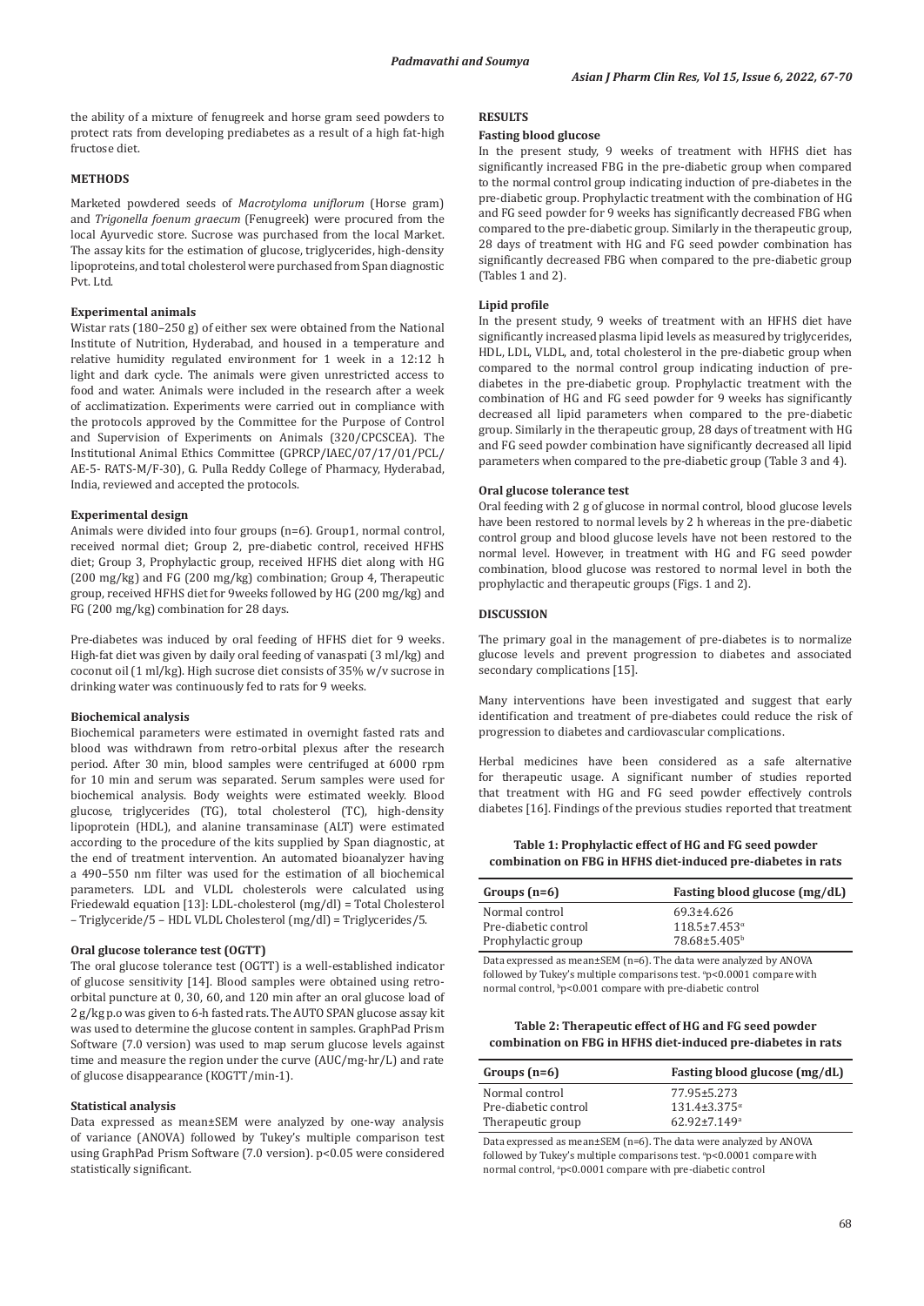the ability of a mixture of fenugreek and horse gram seed powders to protect rats from developing prediabetes as a result of a high fat-high fructose diet.

## METHODS

Marketed powdered seeds of *Macrotyloma uniflorum* (Horse gram) and *Trigonella foenum graecum* (Fenugreek) were procured from the local Ayurvedic store. Sucrose was purchased from the local Market. The assay kits for the estimation of glucose, triglycerides, high-density lipoproteins, and total cholesterol were purchased from Span diagnostic Pvt. Ltd.

### Experimental animals

Wistar rats (180–250 g) of either sex were obtained from the National Institute of Nutrition, Hyderabad, and housed in a temperature and relative humidity regulated environment for 1 week in a 12:12 h light and dark cycle. The animals were given unrestricted access to food and water. Animals were included in the research after a week of acclimatization. Experiments were carried out in compliance with the protocols approved by the Committee for the Purpose of Control and Supervision of Experiments on Animals (320/CPCSCEA). The Institutional Animal Ethics Committee (GPRCP/IAEC/07/17/01/PCL/AE-5- RATS-M/F-30), G. Pulla Reddy College of Pharmacy, Hyderabad, India, reviewed and accepted the protocols.

### Experimental design

Animals were divided into four groups (n=6). Group1, normal control, received normal diet; Group 2, pre-diabetic control, received HFHS diet; Group 3, Prophylactic group, received HFHS diet along with HG (200 mg/kg) and FG (200 mg/kg) combination; Group 4, Therapeutic group, received HFHS diet for 9weeks followed by HG (200 mg/kg) and FG (200 mg/kg) combination for 28 days.

Pre-diabetes was induced by oral feeding of HFHS diet for 9 weeks. High-fat diet was given by daily oral feeding of vanaspati (3 ml/kg) and coconut oil (1 ml/kg). High sucrose diet consists of 35% w/v sucrose in drinking water was continuously fed to rats for 9 weeks.

### Biochemical analysis

Biochemical parameters were estimated in overnight fasted rats and blood was withdrawn from retro-orbital plexus after the research period. After 30 min, blood samples were centrifuged at 6000 rpm for 10 min and serum was separated. Serum samples were used for biochemical analysis. Body weights were estimated weekly. Blood glucose, triglycerides (TG), total cholesterol (TC), high-density lipoprotein (HDL), and alanine transaminase (ALT) were estimated according to the procedure of the kits supplied by Span diagnostic, at the end of treatment intervention. An automated bioanalyzer having a 490–550 nm filter was used for the estimation of all biochemical parameters. LDL and VLDL cholesterols were calculated using Friedewald equation [13]: LDL-cholesterol (mg/dl) = Total Cholesterol – Triglyceride/5 – HDL VLDL Cholesterol (mg/dl) = Triglycerides/5.

### Oral glucose tolerance test (OGTT)

The oral glucose tolerance test (OGTT) is a well-established indicator of glucose sensitivity [14]. Blood samples were obtained using retro-orbital puncture at 0, 30, 60, and 120 min after an oral glucose load of 2 g/kg p.o was given to 6-h fasted rats. The AUTO SPAN glucose assay kit was used to determine the glucose content in samples. GraphPad Prism Software (7.0 version) was used to map serum glucose levels against time and measure the region under the curve (AUC/mg-hr/L) and rate of glucose disappearance (KOGTT/min-1).

### Statistical analysis

Data expressed as mean±SEM were analyzed by one-way analysis of variance (ANOVA) followed by Tukey's multiple comparison test using GraphPad Prism Software (7.0 version). $p<0.05$ were considered statistically significant.

## RESULTS

### Fasting blood glucose

In the present study, 9 weeks of treatment with HFHS diet has significantly increased FBG in the pre-diabetic group when compared to the normal control group indicating induction of pre-diabetes in the pre-diabetic group. Prophylactic treatment with the combination of HG and FG seed powder for 9 weeks has significantly decreased FBG when compared to the pre-diabetic group. Similarly in the therapeutic group, 28 days of treatment with HG and FG seed powder combination has significantly decreased FBG when compared to the pre-diabetic group (Tables 1 and 2).

### Lipid profile

In the present study, 9 weeks of treatment with an HFHS diet have significantly increased plasma lipid levels as measured by triglycerides, HDL, LDL, VLDL, and, total cholesterol in the pre-diabetic group when compared to the normal control group indicating induction of pre-diabetes in the pre-diabetic group. Prophylactic treatment with the combination of HG and FG seed powder for 9 weeks has significantly decreased all lipid parameters when compared to the pre-diabetic group. Similarly in the therapeutic group, 28 days of treatment with HG and FG seed powder combination have significantly decreased all lipid parameters when compared to the pre-diabetic group (Table 3 and 4).

### Oral glucose tolerance test

Oral feeding with 2 g of glucose in normal control, blood glucose levels have been restored to normal levels by 2 h whereas in the pre-diabetic control group and blood glucose levels have not been restored to the normal level. However, in treatment with HG and FG seed powder combination, blood glucose was restored to normal level in both the prophylactic and therapeutic groups (Figs. 1 and 2).

## DISCUSSION

The primary goal in the management of pre-diabetes is to normalize glucose levels and prevent progression to diabetes and associated secondary complications [15].

Many interventions have been investigated and suggest that early identification and treatment of pre-diabetes could reduce the risk of progression to diabetes and cardiovascular complications.

Herbal medicines have been considered as a safe alternative for therapeutic usage. A significant number of studies reported that treatment with HG and FG seed powder effectively controls diabetes [16]. Findings of the previous studies reported that treatment

**Table 1: Prophylactic effect of HG and FG seed powder combination on FBG in HFHS diet-induced pre-diabetes in rats**

| Groups (n=6) | Fasting blood glucose (mg/dL) |
|---|---|
| Normal control | 69.3±4.626 |
| Pre-diabetic control | 118.5±7.453[α] |
| Prophylactic group | 78.68±5.405[b] |

Data expressed as mean±SEM (n=6). The data were analyzed by ANOVA followed by Tukey's multiple comparisons test. [α]$p<0.0001$ compare with normal control, [b]$p<0.001$ compare with pre-diabetic control

**Table 2: Therapeutic effect of HG and FG seed powder combination on FBG in HFHS diet-induced pre-diabetes in rats**

| Groups (n=6) | Fasting blood glucose (mg/dL) |
|---|---|
| Normal control | 77.95±5.273 |
| Pre-diabetic control | 131.4±3.375[α] |
| Therapeutic group | 62.92±7.149[a] |

Data expressed as mean±SEM (n=6). The data were analyzed by ANOVA followed by Tukey's multiple comparisons test. [α]$p<0.0001$ compare with normal control, [a]$p<0.0001$ compare with pre-diabetic control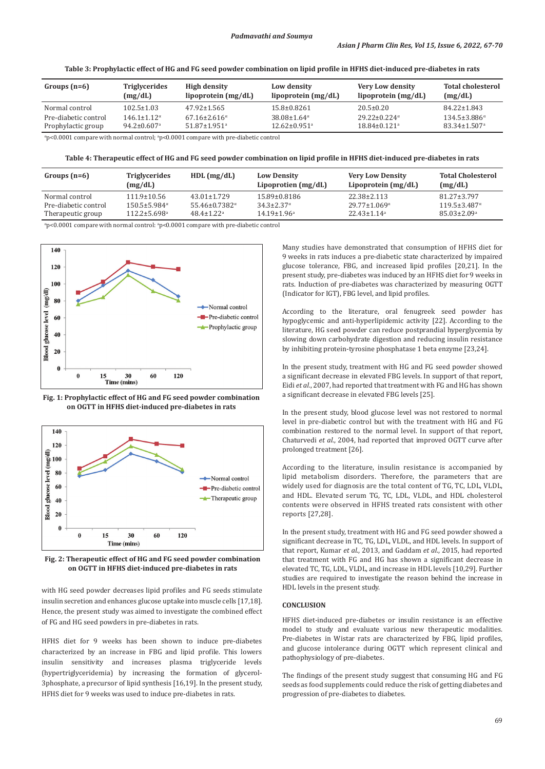**Table 3: Prophylactic effect of HG and FG seed powder combination on lipid profile in HFHS diet‑induced pre‑diabetes in rats**

| Groups (n=6) | Triglycerides (mg/dL) | High density lipoprotein (mg/dL) | Low density lipoprotein (mg/dL) | Very Low density lipoprotein (mg/dL) | Total cholesterol (mg/dL) |
|---|---|---|---|---|---|
| Normal control | 102.5±1.03 | 47.92±1.565 | 15.8±0.8261 | 20.5±0.20 | 84.22±1.843 |
| Pre‑diabetic control | 146.1±1.12[α] | 67.16±2.616[α] | 38.08±1.64[α] | 29.22±0.224[α] | 134.5±3.886[α] |
| Prophylactic group | 94.2±0.607[a] | 51.87±1.951[a] | 12.62±0.951[a] | 18.84±0.121[a] | 83.34±1.507[a] |

[α]p<0.0001 compare with normal control; [a]p<0.0001 compare with pre‑diabetic control

**Table 4: Therapeutic effect of HG and FG seed powder combination on lipid profile in HFHS diet‑induced pre‑diabetes in rats**

| Groups (n=6) | Triglycerides (mg/dL) | HDL (mg/dL) | Low Density Lipoprotien (mg/dL) | Very Low Density Lipoprotein (mg/dL) | Total Cholesterol (mg/dL) |
|---|---|---|---|---|---|
| Normal control | 111.9±10.56 | 43.01±1.729 | 15.89±0.8186 | 22.38±2.113 | 81.27±3.797 |
| Pre‑diabetic control | 150.5±5.984[α] | 55.46±0.7382[α] | 34.3±2.37[α] | 29.77±1.069[α] | 119.5±3.487[α] |
| Therapeutic group | 112.2±5.698[a] | 48.4±1.22[a] | 14.19±1.96[a] | 22.43±1.14[a] | 85.03±2.09[a] |

[α]p<0.0001 compare with normal control: [a]p<0.0001 compare with pre‑diabetic control

Fig. 1: Prophylactic effect of HG and FG seed powder combination on OGTT in HFHS diet‑induced pre‑diabetes in rats

Fig. 2: Therapeutic effect of HG and FG seed powder combination on OGTT in HFHS diet‑induced pre‑diabetes in rats

with HG seed powder decreases lipid profiles and FG seeds stimulate insulin secretion and enhances glucose uptake into muscle cells [17,18]. Hence, the present study was aimed to investigate the combined effect of FG and HG seed powders in pre‑diabetes in rats.

HFHS diet for 9 weeks has been shown to induce pre‑diabetes characterized by an increase in FBG and lipid profile. This lowers insulin sensitivity and increases plasma triglyceride levels (hypertriglyceridemia) by increasing the formation of glycerol‑3phosphate, a precursor of lipid synthesis [16,19]. In the present study, HFHS diet for 9 weeks was used to induce pre‑diabetes in rats.

Many studies have demonstrated that consumption of HFHS diet for 9 weeks in rats induces a pre‑diabetic state characterized by impaired glucose tolerance, FBG, and increased lipid profiles [20,21]. In the present study, pre‑diabetes was induced by an HFHS diet for 9 weeks in rats. Induction of pre‑diabetes was characterized by measuring OGTT (Indicator for IGT), FBG level, and lipid profiles.

According to the literature, oral fenugreek seed powder has hypoglycemic and anti‑hyperlipidemic activity [22]. According to the literature, HG seed powder can reduce postprandial hyperglycemia by slowing down carbohydrate digestion and reducing insulin resistance by inhibiting protein‑tyrosine phosphatase 1 beta enzyme [23,24].

In the present study, treatment with HG and FG seed powder showed a significant decrease in elevated FBG levels. In support of that report, Eidi *et al.*, 2007, had reported that treatment with FG and HG has shown a significant decrease in elevated FBG levels [25].

In the present study, blood glucose level was not restored to normal level in pre‑diabetic control but with the treatment with HG and FG combination restored to the normal level. In support of that report, Chaturvedi *et al.*, 2004, had reported that improved OGTT curve after prolonged treatment [26].

According to the literature, insulin resistance is accompanied by lipid metabolism disorders. Therefore, the parameters that are widely used for diagnosis are the total content of TG, TC, LDL, VLDL, and HDL. Elevated serum TG, TC, LDL, VLDL, and HDL cholesterol contents were observed in HFHS treated rats consistent with other reports [27,28].

In the present study, treatment with HG and FG seed powder showed a significant decrease in TC, TG, LDL, VLDL, and HDL levels. In support of that report, Kumar *et al.*, 2013, and Gaddam *et al.*, 2015, had reported that treatment with FG and HG has shown a significant decrease in elevated TC, TG, LDL, VLDL, and increase in HDL levels [10,29]. Further studies are required to investigate the reason behind the increase in HDL levels in the present study.

## CONCLUSION

HFHS diet‑induced pre‑diabetes or insulin resistance is an effective model to study and evaluate various new therapeutic modalities. Pre‑diabetes in Wistar rats are characterized by FBG, lipid profiles, and glucose intolerance during OGTT which represent clinical and pathophysiology of pre‑diabetes.

The findings of the present study suggest that consuming HG and FG seeds as food supplements could reduce the risk of getting diabetes and progression of pre‑diabetes to diabetes.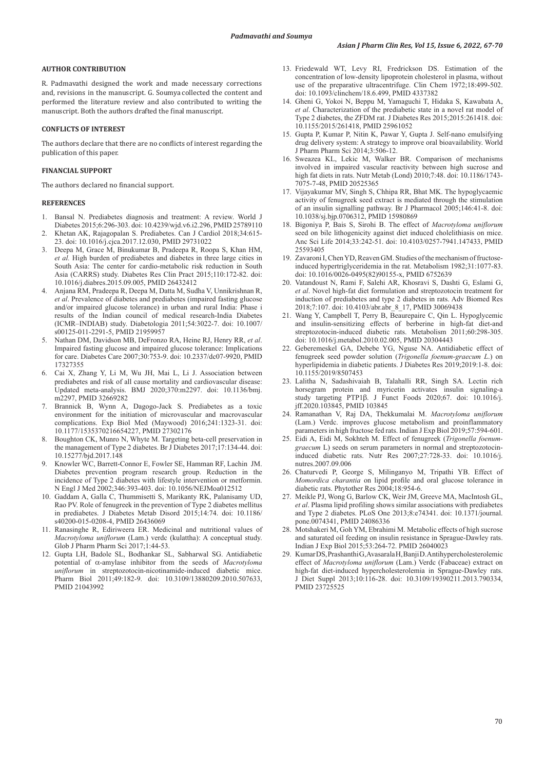## AUTHOR CONTRIBUTION

R. Padmavathi designed the work and made necessary corrections and, revisions in the manuscript. G. Soumya collected the content and performed the literature review and also contributed to writing the manuscript. Both the authors drafted the final manuscript.

## CONFLICTS OF INTEREST

The authors declare that there are no conflicts of interest regarding the publication of this paper.

## FINANCIAL SUPPORT

The authors declared no financial support.

## REFERENCES

1. Bansal N. Prediabetes diagnosis and treatment: A review. World J Diabetes 2015;6:296-303. doi: 10.4239/wjd.v6.i2.296, PMID 25789110
2. Khetan AK, Rajagopalan S. Prediabetes. Can J Cardiol 2018;34:615-23. doi: 10.1016/j.cjca.2017.12.030, PMID 29731022
3. Deepa M, Grace M, Binukumar B, Pradeepa R, Roopa S, Khan HM, *et al.* High burden of prediabetes and diabetes in three large cities in South Asia: The center for cardio-metabolic risk reduction in South Asia (CARRS) study. Diabetes Res Clin Pract 2015;110:172-82. doi: 10.1016/j.diabres.2015.09.005, PMID 26432412
4. Anjana RM, Pradeepa R, Deepa M, Datta M, Sudha V, Unnikrishnan R, *et al*. Prevalence of diabetes and prediabetes (impaired fasting glucose and/or impaired glucose tolerance) in urban and rural India: Phase i results of the Indian council of medical research-India Diabetes (ICMR–INDIAB) study. Diabetologia 2011;54:3022-7. doi: 10.1007/s00125-011-2291-5, PMID 21959957
5. Nathan DM, Davidson MB, DeFronzo RA, Heine RJ, Henry RR, *et al*. Impaired fasting glucose and impaired glucose tolerance: Implications for care. Diabetes Care 2007;30:753-9. doi: 10.2337/dc07-9920, PMID 17327355
6. Cai X, Zhang Y, Li M, Wu JH, Mai L, Li J. Association between prediabetes and risk of all cause mortality and cardiovascular disease: Updated meta-analysis. BMJ 2020;370:m2297. doi: 10.1136/bmj.m2297, PMID 32669282
7. Brannick B, Wynn A, Dagogo-Jack S. Prediabetes as a toxic environment for the initiation of microvascular and macrovascular complications. Exp Biol Med (Maywood) 2016;241:1323-31. doi: 10.1177/1535370216654227, PMID 27302176
8. Boughton CK, Munro N, Whyte M. Targeting beta-cell preservation in the management of Type 2 diabetes. Br J Diabetes 2017;17:134-44. doi: 10.15277/bjd.2017.148
9. Knowler WC, Barrett-Connor E, Fowler SE, Hamman RF, Lachin JM. Diabetes prevention program research group. Reduction in the incidence of Type 2 diabetes with lifestyle intervention or metformin. N Engl J Med 2002;346:393-403. doi: 10.1056/NEJMoa012512
10. Gaddam A, Galla C, Thummisetti S, Marikanty RK, Palanisamy UD, Rao PV. Role of fenugreek in the prevention of Type 2 diabetes mellitus in prediabetes. J Diabetes Metab Disord 2015;14:74. doi: 10.1186/s40200-015-0208-4, PMID 26436069
11. Ranasinghe R, Ediriweera ER. Medicinal and nutritional values of *Macrotyloma uniflorum* (Lam.) verdc (kulattha): A conceptual study. Glob J Pharm Pharm Sci 2017;1:44-53.
12. Gupta LH, Badole SL, Bodhankar SL, Sabharwal SG. Antidiabetic potential of α-amylase inhibitor from the seeds of *Macrotyloma uniflorum* in streptozotocin-nicotinamide-induced diabetic mice. Pharm Biol 2011;49:182-9. doi: 10.3109/13880209.2010.507633, PMID 21043992
13. Friedewald WT, Levy RI, Fredrickson DS. Estimation of the concentration of low-density lipoprotein cholesterol in plasma, without use of the preparative ultracentrifuge. Clin Chem 1972;18:499-502. doi: 10.1093/clinchem/18.6.499, PMID 4337382
14. Gheni G, Yokoi N, Beppu M, Yamaguchi T, Hidaka S, Kawabata A, *et al*. Characterization of the prediabetic state in a novel rat model of Type 2 diabetes, the ZFDM rat. J Diabetes Res 2015;2015:261418. doi: 10.1155/2015/261418, PMID 25961052
15. Gupta P, Kumar P, Nitin K, Pawar Y, Gupta J. Self-nano emulsifying drug delivery system: A strategy to improve oral bioavailability. World J Pharm Pharm Sci 2014;3:506-12.
16. Sweazea KL, Lekic M, Walker BR. Comparison of mechanisms involved in impaired vascular reactivity between high sucrose and high fat diets in rats. Nutr Metab (Lond) 2010;7:48. doi: 10.1186/1743-7075-7-48, PMID 20525365
17. Vijayakumar MV, Singh S, Chhipa RR, Bhat MK. The hypoglycaemic activity of fenugreek seed extract is mediated through the stimulation of an insulin signalling pathway. Br J Pharmacol 2005;146:41-8. doi: 10.1038/sj.bjp.0706312, PMID 15980869
18. Bigoniya P, Bais S, Sirohi B. The effect of *Macrotyloma uniflorum* seed on bile lithogenicity against diet induced cholelithiasis on mice. Anc Sci Life 2014;33:242-51. doi: 10.4103/0257-7941.147433, PMID 25593405
19. Zavaroni I, Chen YD, Reaven GM. Studies of the mechanism of fructose-induced hypertriglyceridemia in the rat. Metabolism 1982;31:1077-83. doi: 10.1016/0026-0495(82)90155-x, PMID 6752639
20. Vatandoust N, Rami F, Salehi AR, Khosravi S, Dashti G, Eslami G, *et al*. Novel high-fat diet formulation and streptozotocin treatment for induction of prediabetes and type 2 diabetes in rats. Adv Biomed Res 2018;7:107. doi: 10.4103/abr.abr_8_17, PMID 30069438
21. Wang Y, Campbell T, Perry B, Beaurepaire C, Qin L. Hypoglycemic and insulin-sensitizing effects of berberine in high-fat diet-and streptozotocin-induced diabetic rats. Metabolism 2011;60:298-305. doi: 10.1016/j.metabol.2010.02.005, PMID 20304443
22. Geberemeskel GA, Debebe YG, Nguse NA. Antidiabetic effect of fenugreek seed powder solution (*Trigonella foenum-graecum L.*) on hyperlipidemia in diabetic patients. J Diabetes Res 2019;2019:1-8. doi: 10.1155/2019/8507453
23. Lalitha N, Sadashivaiah B, Talahalli RR, Singh SA. Lectin rich horsegram protein and myricetin activates insulin signaling-a study targeting PTP1β. J Funct Foods 2020;67. doi: 10.1016/j.jff.2020.103845, PMID 103845
24. Ramanathan V, Raj DA, Thekkumalai M. *Macrotyloma uniflorum* (Lam.) Verdc. improves glucose metabolism and proinflammatory parameters in high fructose fed rats. Indian J Exp Biol 2019;57:594-601.
25. Eidi A, Eidi M, Sokhteh M. Effect of fenugreek (*Trigonella foenum-graecum* L) seeds on serum parameters in normal and streptozotocin-induced diabetic rats. Nutr Res 2007;27:728-33. doi: 10.1016/j.nutres.2007.09.006
26. Chaturvedi P, George S, Milinganyo M, Tripathi YB. Effect of *Momordica charantia* on lipid profile and oral glucose tolerance in diabetic rats. Phytother Res 2004;18:954-6.
27. Meikle PJ, Wong G, Barlow CK, Weir JM, Greeve MA, MacIntosh GL, *et al*. Plasma lipid profiling shows similar associations with prediabetes and Type 2 diabetes. PLoS One 2013;8:e74341. doi: 10.1371/journal.pone.0074341, PMID 24086336
28. Motshakeri M, Goh YM, Ebrahimi M. Metabolic effects of high sucrose and saturated oil feeding on insulin resistance in Sprague-Dawley rats. Indian J Exp Biol 2015;53:264-72. PMID 26040023
29. Kumar DS, Prashanthi G, Avasarala H, Banji D. Antihypercholesterolemic effect of *Macrotyloma uniflorum* (Lam.) Verdc (Fabaceae) extract on high-fat diet-induced hypercholesterolemia in Sprague-Dawley rats. J Diet Suppl 2013;10:116-28. doi: 10.3109/19390211.2013.790334, PMID 23725525